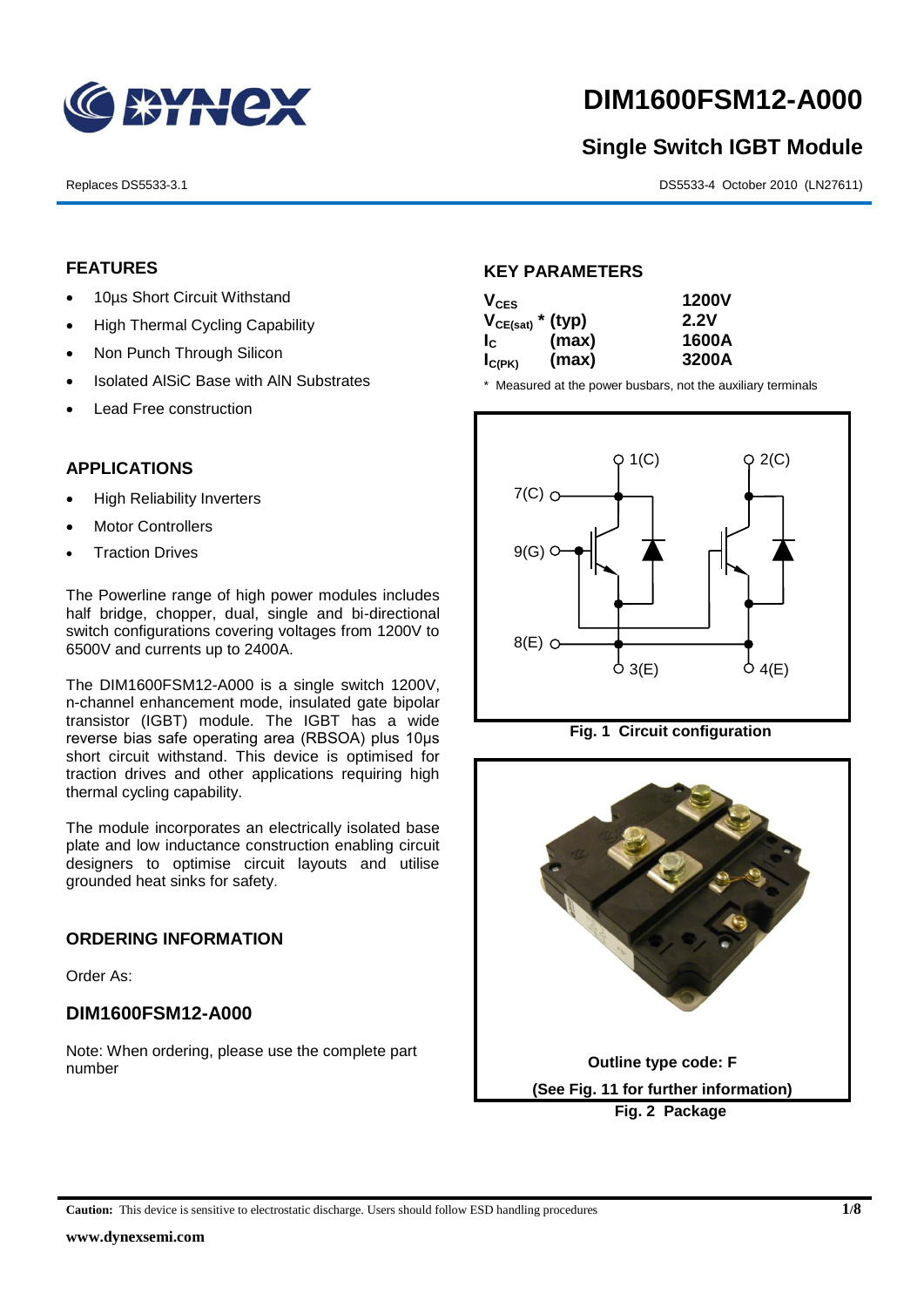# DIM1600FSM12-A000

## Single Switch IGBT Module

Replaces DS5533-3.1

DS5533-4 October 2010 (LN27611)

## FEATURES

- 10µs Short Circuit Withstand
- High Thermal Cycling Capability
- Non Punch Through Silicon
- Isolated AlSiC Base with AlN Substrates
- Lead Free construction

## APPLICATIONS

- High Reliability Inverters
- Motor Controllers
- Traction Drives

The Powerline range of high power modules includes half bridge, chopper, dual, single and bi-directional switch configurations covering voltages from 1200V to 6500V and currents up to 2400A.

The DIM1600FSM12-A000 is a single switch 1200V, n-channel enhancement mode, insulated gate bipolar transistor (IGBT) module. The IGBT has a wide reverse bias safe operating area (RBSOA) plus 10µs short circuit withstand. This device is optimised for traction drives and other applications requiring high thermal cycling capability.

The module incorporates an electrically isolated base plate and low inductance construction enabling circuit designers to optimise circuit layouts and utilise grounded heat sinks for safety.

## ORDERING INFORMATION

Order As:

### DIM1600FSM12-A000

Note: When ordering, please use the complete part number

## KEY PARAMETERS

| Parameter | | Value |
|---|---|---|
| $V_{CES}$ | | 1200V |
| $V_{CE(sat)}$ * | (typ) | 2.2V |
| $I_C$ | (max) | 1600A |
| $I_{C(PK)}$ | (max) | 3200A |

\* Measured at the power busbars, not the auxiliary terminals

Fig. 1 Circuit configuration

Outline type code: F

(See Fig. 11 for further information)

Fig. 2 Package

**Caution:** This device is sensitive to electrostatic discharge. Users should follow ESD handling procedures

www.dynexsemi.com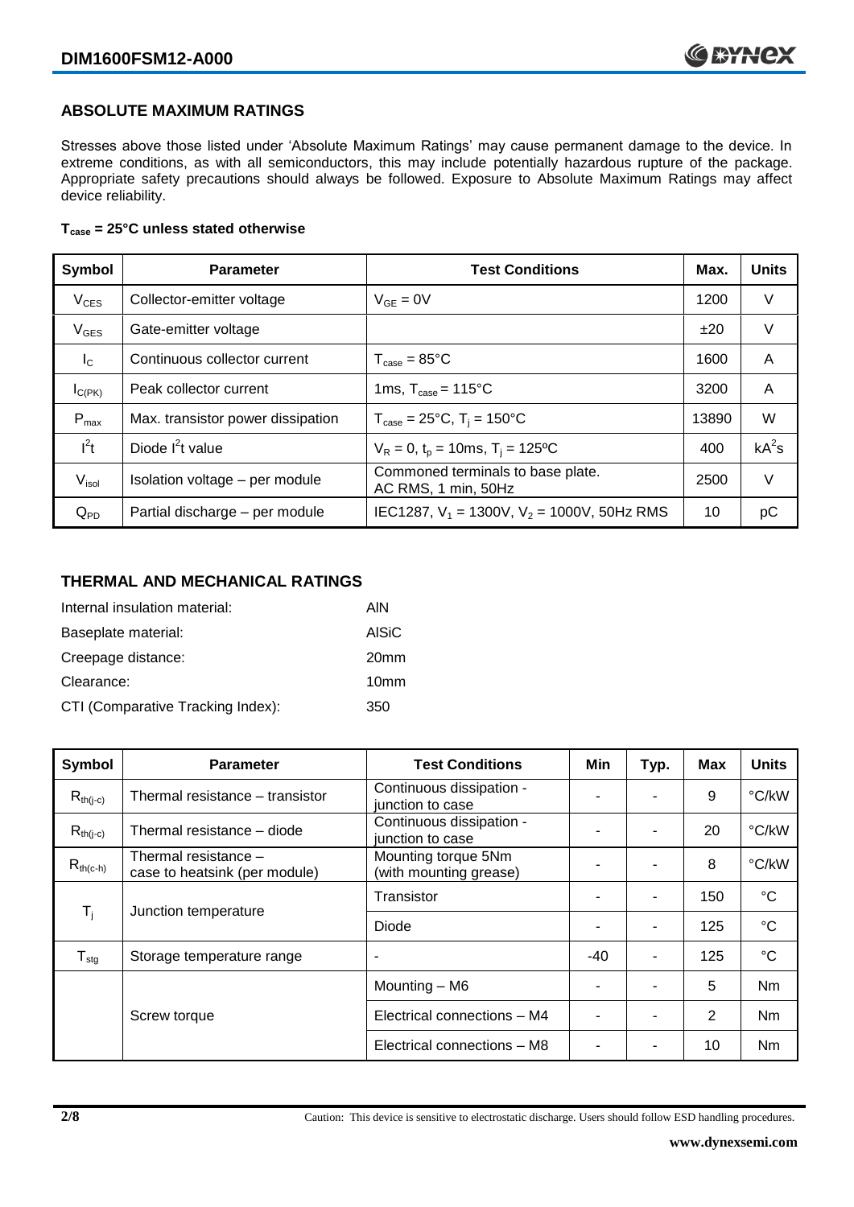## ABSOLUTE MAXIMUM RATINGS

Stresses above those listed under 'Absolute Maximum Ratings' may cause permanent damage to the device. In extreme conditions, as with all semiconductors, this may include potentially hazardous rupture of the package. Appropriate safety precautions should always be followed. Exposure to Absolute Maximum Ratings may affect device reliability.

**$T_{case}$ = 25°C unless stated otherwise**

| Symbol | Parameter | Test Conditions | Max. | Units |
|---|---|---|---|---|
| $V_{CES}$ | Collector-emitter voltage | $V_{GE}$ = 0V | 1200 | V |
| $V_{GES}$ | Gate-emitter voltage | | ±20 | V |
| $I_C$ | Continuous collector current | $T_{case}$ = 85°C | 1600 | A |
| $I_{C(PK)}$ | Peak collector current | 1ms, $T_{case}$ = 115°C | 3200 | A |
| $P_{max}$ | Max. transistor power dissipation | $T_{case}$ = 25°C, $T_j$ = 150°C | 13890 | W |
| $I^2t$ | Diode $I^2t$ value | $V_R$ = 0, $t_p$ = 10ms, $T_j$ = 125ºC | 400 | $kA^2s$ |
| $V_{isol}$ | Isolation voltage – per module | Commoned terminals to base plate. AC RMS, 1 min, 50Hz | 2500 | V |
| $Q_{PD}$ | Partial discharge – per module | IEC1287, $V_1$ = 1300V, $V_2$ = 1000V, 50Hz RMS | 10 | pC |

## THERMAL AND MECHANICAL RATINGS

Internal insulation material: AlN

Baseplate material: AlSiC

Creepage distance: 20mm

Clearance: 10mm

CTI (Comparative Tracking Index): 350

| Symbol | Parameter | Test Conditions | Min | Typ. | Max | Units |
|---|---|---|---|---|---|---|
| $R_{th(j-c)}$ | Thermal resistance – transistor | Continuous dissipation - junction to case | - | - | 9 | °C/kW |
| $R_{th(j-c)}$ | Thermal resistance – diode | Continuous dissipation - junction to case | - | - | 20 | °C/kW |
| $R_{th(c-h)}$ | Thermal resistance – case to heatsink (per module) | Mounting torque 5Nm (with mounting grease) | - | - | 8 | °C/kW |
| $T_j$ | Junction temperature | Transistor | - | - | 150 | °C |
| | | Diode | - | - | 125 | °C |
| $T_{stg}$ | Storage temperature range | - | -40 | - | 125 | °C |
| | Screw torque | Mounting – M6 | - | - | 5 | Nm |
| | | Electrical connections – M4 | - | - | 2 | Nm |
| | | Electrical connections – M8 | - | - | 10 | Nm |

Caution: This device is sensitive to electrostatic discharge. Users should follow ESD handling procedures.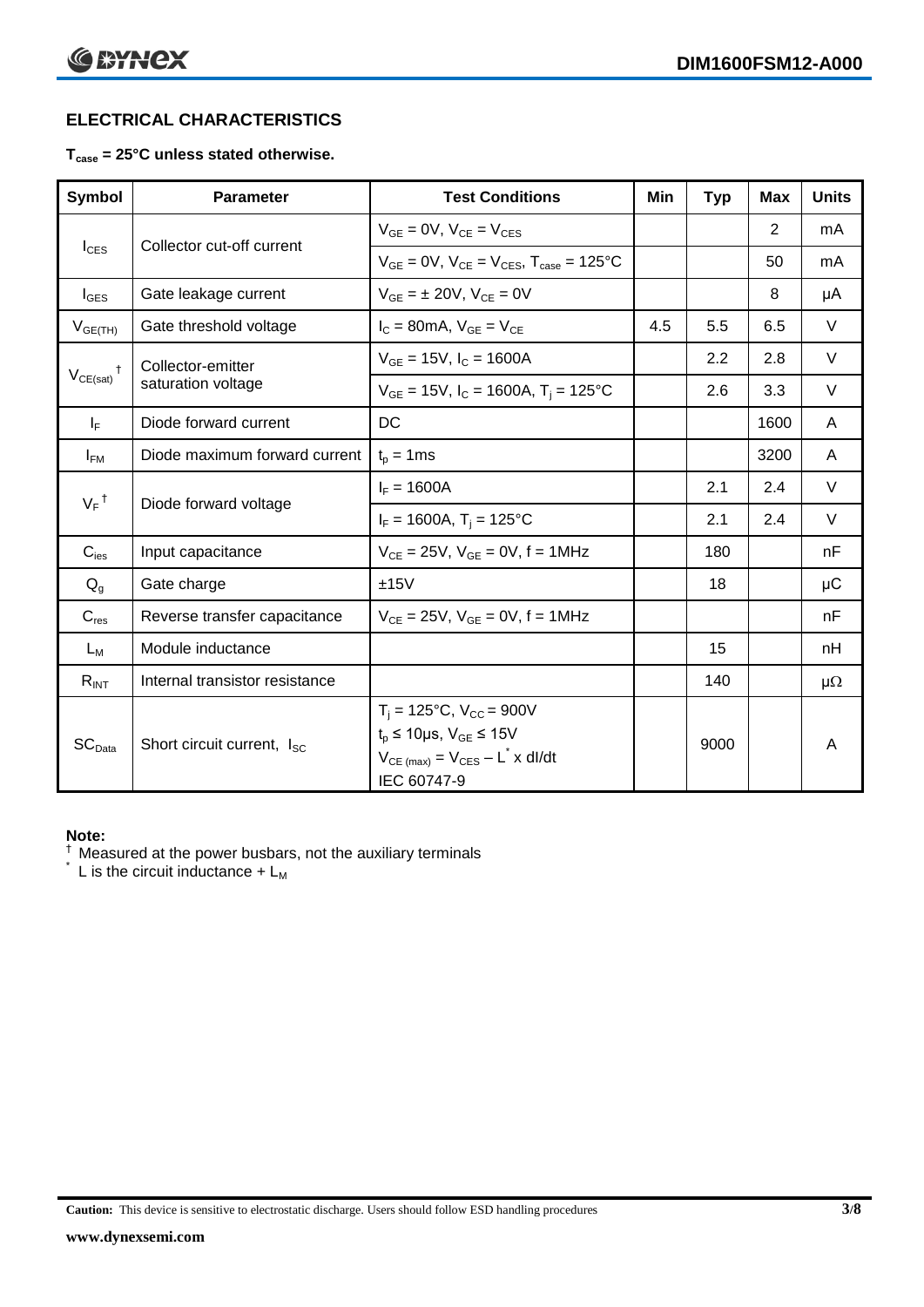## ELECTRICAL CHARACTERISTICS

**$T_{case}$ = 25°C unless stated otherwise.**

| Symbol | Parameter | Test Conditions | Min | Typ | Max | Units |
|---|---|---|---|---|---|---|
| $I_{CES}$ | Collector cut-off current | $V_{GE}$ = 0V, $V_{CE}$ = $V_{CES}$ | | | 2 | mA |
| | | $V_{GE}$ = 0V, $V_{CE}$ = $V_{CES}$, $T_{case}$ = 125°C | | | 50 | mA |
| $I_{GES}$ | Gate leakage current | $V_{GE}$ = ± 20V, $V_{CE}$ = 0V | | | 8 | μA |
| $V_{GE(TH)}$ | Gate threshold voltage | $I_C$ = 80mA, $V_{GE}$ = $V_{CE}$ | 4.5 | 5.5 | 6.5 | V |
| $V_{CE(sat)}$ † | Collector-emitter saturation voltage | $V_{GE}$ = 15V, $I_C$ = 1600A | | 2.2 | 2.8 | V |
| | | $V_{GE}$ = 15V, $I_C$ = 1600A, $T_j$ = 125°C | | 2.6 | 3.3 | V |
| $I_F$ | Diode forward current | DC | | | 1600 | A |
| $I_{FM}$ | Diode maximum forward current | $t_p$ = 1ms | | | 3200 | A |
| $V_F$ † | Diode forward voltage | $I_F$ = 1600A | | 2.1 | 2.4 | V |
| | | $I_F$ = 1600A, $T_j$ = 125°C | | 2.1 | 2.4 | V |
| $C_{ies}$ | Input capacitance | $V_{CE}$ = 25V, $V_{GE}$ = 0V, f = 1MHz | | 180 | | nF |
| $Q_g$ | Gate charge | ±15V | | 18 | | μC |
| $C_{res}$ | Reverse transfer capacitance | $V_{CE}$ = 25V, $V_{GE}$ = 0V, f = 1MHz | | | | nF |
| $L_M$ | Module inductance | | | 15 | | nH |
| $R_{INT}$ | Internal transistor resistance | | | 140 | | μΩ |
| $SC_{Data}$ | Short circuit current, $I_{SC}$ | $T_j$ = 125°C, $V_{CC}$ = 900V<br>$t_p$ ≤ 10μs, $V_{GE}$ ≤ 15V<br>$V_{CE(max)}$ = $V_{CES}$ – $L^*$ x dI/dt<br>IEC 60747-9 | | 9000 | | A |

**Note:**

† Measured at the power busbars, not the auxiliary terminals

\* L is the circuit inductance + $L_M$

**Caution:** This device is sensitive to electrostatic discharge. Users should follow ESD handling procedures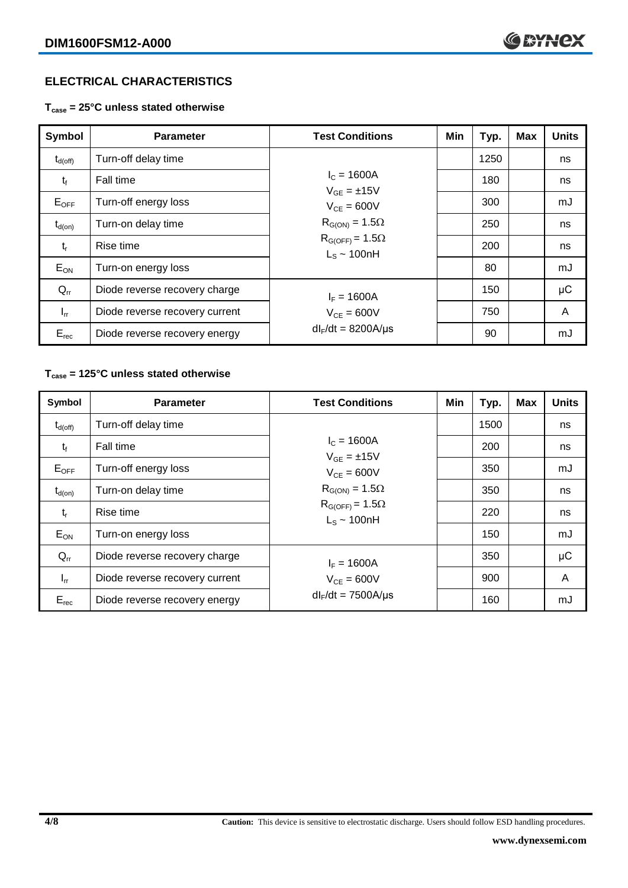## ELECTRICAL CHARACTERISTICS

**$T_{case}$ = 25°C unless stated otherwise**

| Symbol | Parameter | Test Conditions | Min | Typ. | Max | Units |
|---|---|---|---|---|---|---|
| $t_{d(off)}$ | Turn-off delay time | $I_C$ = 1600A<br>$V_{GE}$ = ±15V<br>$V_{CE}$ = 600V<br>$R_{G(ON)}$ = 1.5Ω<br>$R_{G(OFF)}$ = 1.5Ω<br>$L_S$ ~ 100nH | | 1250 | | ns |
| $t_f$ | Fall time | | | 180 | | ns |
| $E_{OFF}$ | Turn-off energy loss | | | 300 | | mJ |
| $t_{d(on)}$ | Turn-on delay time | | | 250 | | ns |
| $t_r$ | Rise time | | | 200 | | ns |
| $E_{ON}$ | Turn-on energy loss | | | 80 | | mJ |
| $Q_{rr}$ | Diode reverse recovery charge | $I_F$ = 1600A<br>$V_{CE}$ = 600V<br>$dI_F/dt$ = 8200A/μs | | 150 | | μC |
| $I_{rr}$ | Diode reverse recovery current | | | 750 | | A |
| $E_{rec}$ | Diode reverse recovery energy | | | 90 | | mJ |

**$T_{case}$ = 125°C unless stated otherwise**

| Symbol | Parameter | Test Conditions | Min | Typ. | Max | Units |
|---|---|---|---|---|---|---|
| $t_{d(off)}$ | Turn-off delay time | $I_C$ = 1600A<br>$V_{GE}$ = ±15V<br>$V_{CE}$ = 600V<br>$R_{G(ON)}$ = 1.5Ω<br>$R_{G(OFF)}$ = 1.5Ω<br>$L_S$ ~ 100nH | | 1500 | | ns |
| $t_f$ | Fall time | | | 200 | | ns |
| $E_{OFF}$ | Turn-off energy loss | | | 350 | | mJ |
| $t_{d(on)}$ | Turn-on delay time | | | 350 | | ns |
| $t_r$ | Rise time | | | 220 | | ns |
| $E_{ON}$ | Turn-on energy loss | | | 150 | | mJ |
| $Q_{rr}$ | Diode reverse recovery charge | $I_F$ = 1600A<br>$V_{CE}$ = 600V<br>$dI_F/dt$ = 7500A/μs | | 350 | | μC |
| $I_{rr}$ | Diode reverse recovery current | | | 900 | | A |
| $E_{rec}$ | Diode reverse recovery energy | | | 160 | | mJ |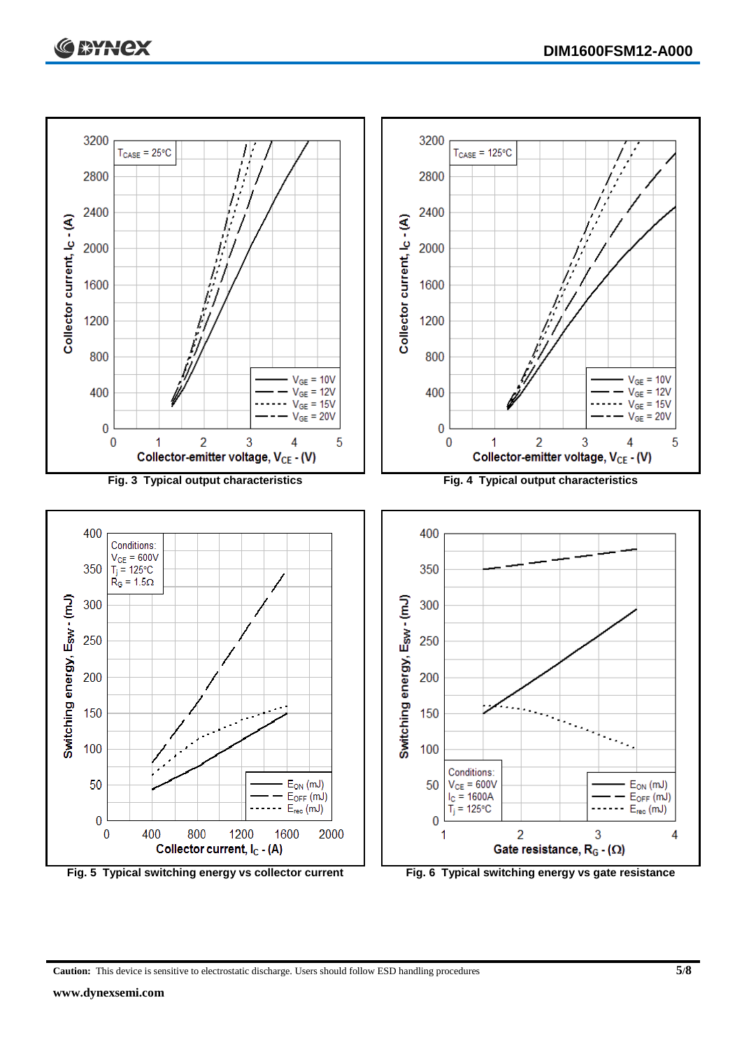Fig. 3 Typical output characteristics

Fig. 4 Typical output characteristics

Fig. 5 Typical switching energy vs collector current

Fig. 6 Typical switching energy vs gate resistance

**Caution:** This device is sensitive to electrostatic discharge. Users should follow ESD handling procedures

**www.dynexsemi.com**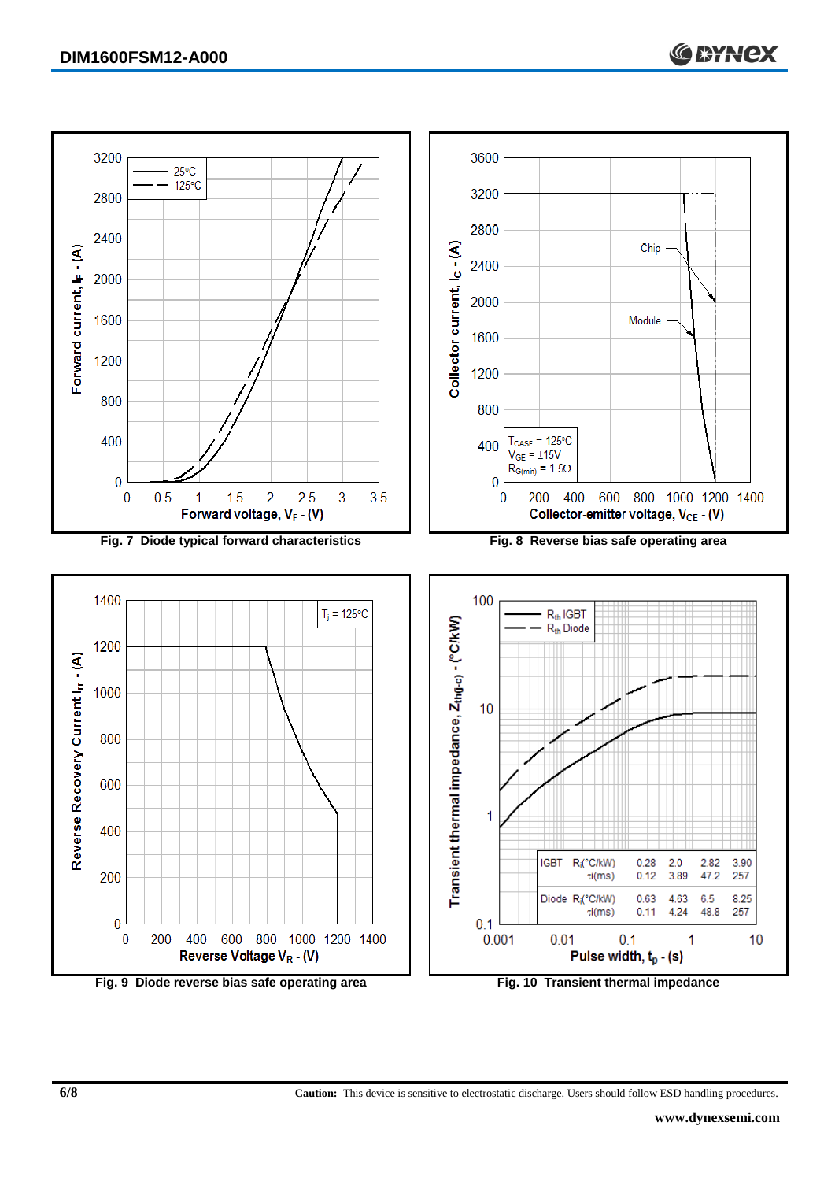Fig. 7 Diode typical forward characteristics

Fig. 8 Reverse bias safe operating area

Fig. 9 Diode reverse bias safe operating area

| | | | | | |
|---|---|---|---|---|---|
| IGBT | $R_i$(°C/kW) | 0.28 | 2.0 | 2.82 | 3.90 |
| | $\tau_i$(ms) | 0.12 | 3.89 | 47.2 | 257 |
| Diode | $R_i$(°C/kW) | 0.63 | 4.63 | 6.5 | 8.25 |
| | $\tau_i$(ms) | 0.11 | 4.24 | 48.8 | 257 |

Fig. 10 Transient thermal impedance

**Caution:** This device is sensitive to electrostatic discharge. Users should follow ESD handling procedures.

**www.dynexsemi.com**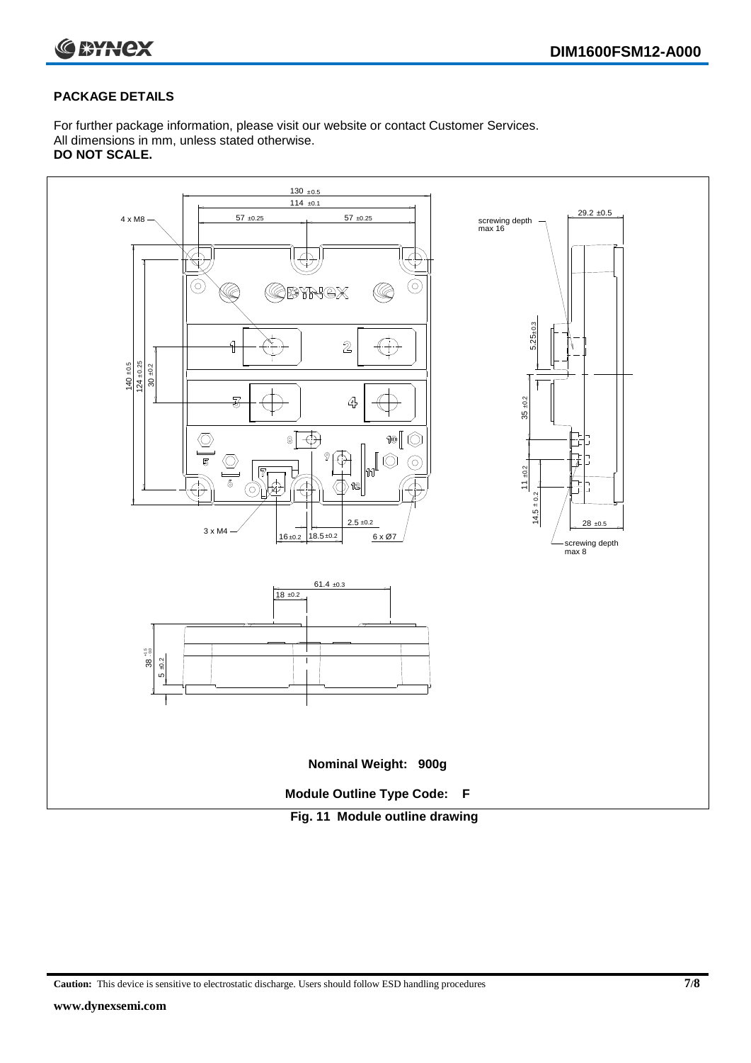## PACKAGE DETAILS

For further package information, please visit our website or contact Customer Services.
All dimensions in mm, unless stated otherwise.
**DO NOT SCALE.**

**Nominal Weight: 900g**

**Module Outline Type Code: F**

**Fig. 11 Module outline drawing**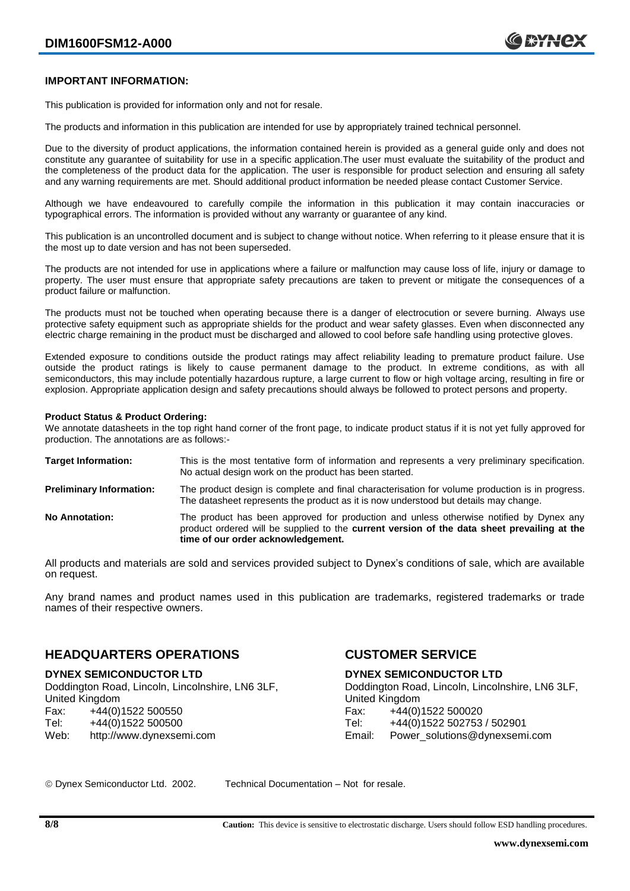**IMPORTANT INFORMATION:**

This publication is provided for information only and not for resale.

The products and information in this publication are intended for use by appropriately trained technical personnel.

Due to the diversity of product applications, the information contained herein is provided as a general guide only and does not constitute any guarantee of suitability for use in a specific application.The user must evaluate the suitability of the product and the completeness of the product data for the application. The user is responsible for product selection and ensuring all safety and any warning requirements are met. Should additional product information be needed please contact Customer Service.

Although we have endeavoured to carefully compile the information in this publication it may contain inaccuracies or typographical errors. The information is provided without any warranty or guarantee of any kind.

This publication is an uncontrolled document and is subject to change without notice. When referring to it please ensure that it is the most up to date version and has not been superseded.

The products are not intended for use in applications where a failure or malfunction may cause loss of life, injury or damage to property. The user must ensure that appropriate safety precautions are taken to prevent or mitigate the consequences of a product failure or malfunction.

The products must not be touched when operating because there is a danger of electrocution or severe burning. Always use protective safety equipment such as appropriate shields for the product and wear safety glasses. Even when disconnected any electric charge remaining in the product must be discharged and allowed to cool before safe handling using protective gloves.

Extended exposure to conditions outside the product ratings may affect reliability leading to premature product failure. Use outside the product ratings is likely to cause permanent damage to the product. In extreme conditions, as with all semiconductors, this may include potentially hazardous rupture, a large current to flow or high voltage arcing, resulting in fire or explosion. Appropriate application design and safety precautions should always be followed to protect persons and property.

**Product Status & Product Ordering:**
We annotate datasheets in the top right hand corner of the front page, to indicate product status if it is not yet fully approved for production. The annotations are as follows:-

| | |
|---|---|
| **Target Information:** | This is the most tentative form of information and represents a very preliminary specification. No actual design work on the product has been started. |
| **Preliminary Information:** | The product design is complete and final characterisation for volume production is in progress. The datasheet represents the product as it is now understood but details may change. |
| **No Annotation:** | The product has been approved for production and unless otherwise notified by Dynex any product ordered will be supplied to the **current version of the data sheet prevailing at the time of our order acknowledgement.** |

All products and materials are sold and services provided subject to Dynex's conditions of sale, which are available on request.

Any brand names and product names used in this publication are trademarks, registered trademarks or trade names of their respective owners.

## HEADQUARTERS OPERATIONS

**DYNEX SEMICONDUCTOR LTD**
Doddington Road, Lincoln, Lincolnshire, LN6 3LF, United Kingdom
Fax: +44(0)1522 500550
Tel: +44(0)1522 500500
Web: http://www.dynexsemi.com

## CUSTOMER SERVICE

**DYNEX SEMICONDUCTOR LTD**
Doddington Road, Lincoln, Lincolnshire, LN6 3LF, United Kingdom
Fax: +44(0)1522 500020
Tel: +44(0)1522 502753 / 502901
Email: Power_solutions@dynexsemi.com

© Dynex Semiconductor Ltd. 2002. Technical Documentation – Not for resale.

**Caution:** This device is sensitive to electrostatic discharge. Users should follow ESD handling procedures.